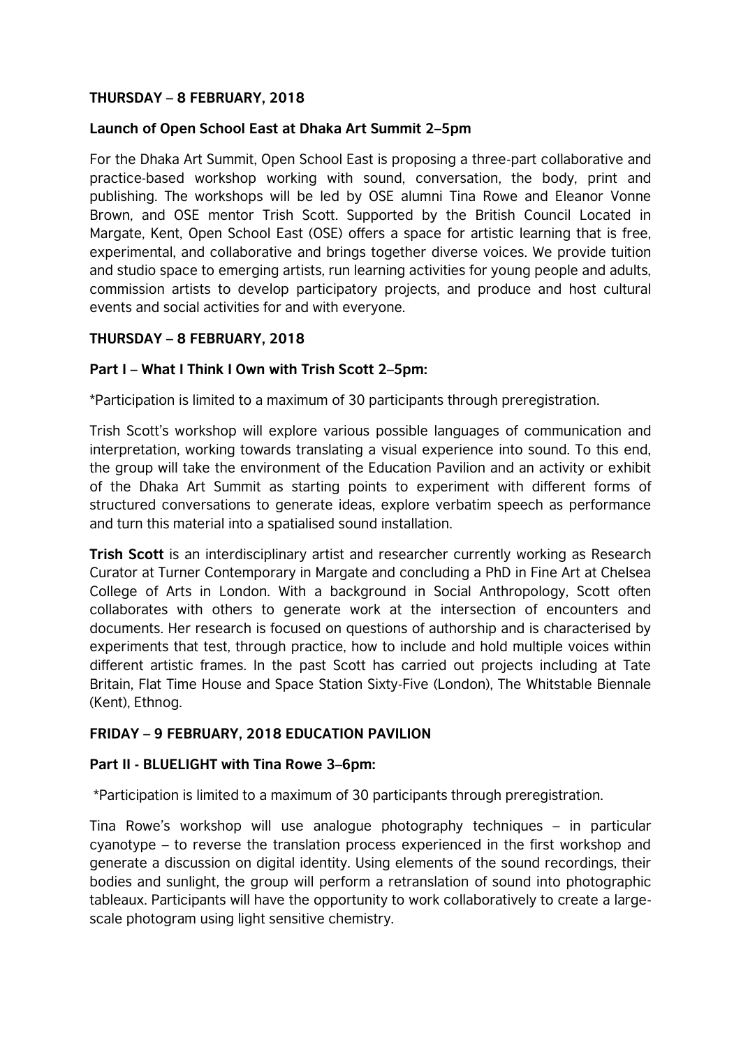**THURSDAY – 8 FEBRUARY, 2018**

**Launch of Open School East at Dhaka Art Summit 2–5pm**

For the Dhaka Art Summit, Open School East is proposing a three-part collaborative and practice-based workshop working with sound, conversation, the body, print and publishing. The workshops will be led by OSE alumni Tina Rowe and Eleanor Vonne Brown, and OSE mentor Trish Scott. Supported by the British Council Located in Margate, Kent, Open School East (OSE) offers a space for artistic learning that is free, experimental, and collaborative and brings together diverse voices. We provide tuition and studio space to emerging artists, run learning activities for young people and adults, commission artists to develop participatory projects, and produce and host cultural events and social activities for and with everyone.

**THURSDAY – 8 FEBRUARY, 2018**

**Part I – What I Think I Own with Trish Scott 2–5pm:**

*Participation is limited to a maximum of 30 participants through preregistration.

Trish Scott's workshop will explore various possible languages of communication and interpretation, working towards translating a visual experience into sound. To this end, the group will take the environment of the Education Pavilion and an activity or exhibit of the Dhaka Art Summit as starting points to experiment with different forms of structured conversations to generate ideas, explore verbatim speech as performance and turn this material into a spatialised sound installation.

**Trish Scott** is an interdisciplinary artist and researcher currently working as Research Curator at Turner Contemporary in Margate and concluding a PhD in Fine Art at Chelsea College of Arts in London. With a background in Social Anthropology, Scott often collaborates with others to generate work at the intersection of encounters and documents. Her research is focused on questions of authorship and is characterised by experiments that test, through practice, how to include and hold multiple voices within different artistic frames. In the past Scott has carried out projects including at Tate Britain, Flat Time House and Space Station Sixty-Five (London), The Whitstable Biennale (Kent), Ethnog.

**FRIDAY – 9 FEBRUARY, 2018 EDUCATION PAVILION**

**Part II - BLUELIGHT with Tina Rowe 3–6pm:**

*Participation is limited to a maximum of 30 participants through preregistration.

Tina Rowe's workshop will use analogue photography techniques – in particular cyanotype – to reverse the translation process experienced in the first workshop and generate a discussion on digital identity. Using elements of the sound recordings, their bodies and sunlight, the group will perform a retranslation of sound into photographic tableaux. Participants will have the opportunity to work collaboratively to create a large-scale photogram using light sensitive chemistry.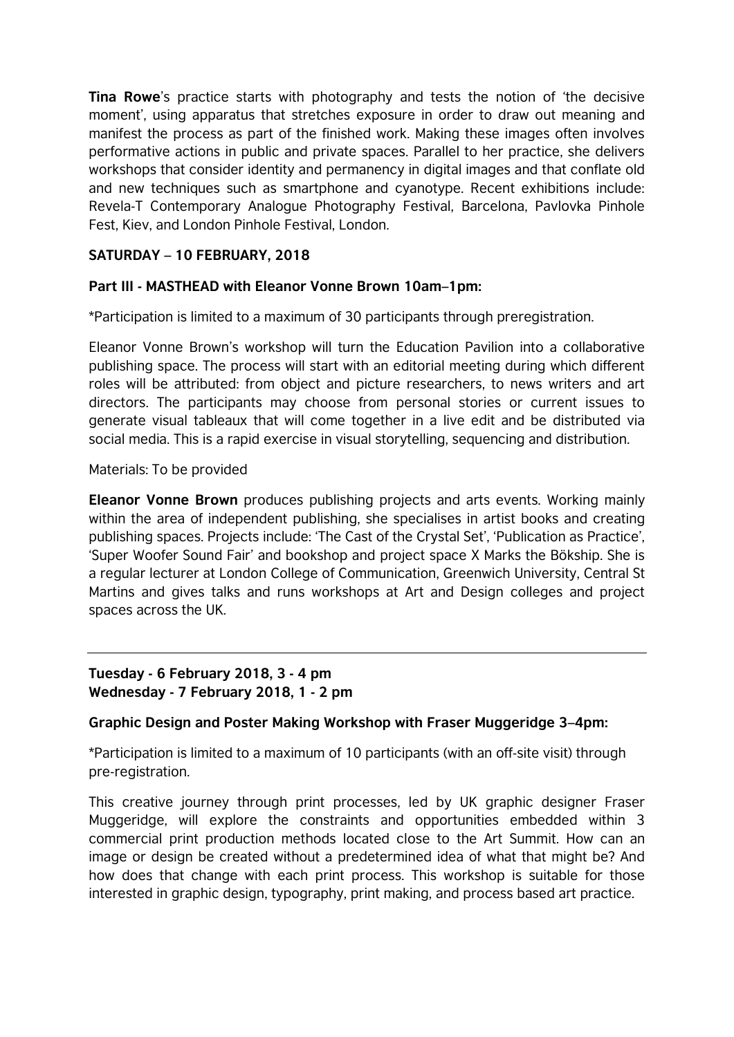**Tina Rowe**'s practice starts with photography and tests the notion of 'the decisive moment', using apparatus that stretches exposure in order to draw out meaning and manifest the process as part of the finished work. Making these images often involves performative actions in public and private spaces. Parallel to her practice, she delivers workshops that consider identity and permanency in digital images and that conflate old and new techniques such as smartphone and cyanotype. Recent exhibitions include: Revela-T Contemporary Analogue Photography Festival, Barcelona, Pavlovka Pinhole Fest, Kiev, and London Pinhole Festival, London.

**SATURDAY – 10 FEBRUARY, 2018**

**Part III - MASTHEAD with Eleanor Vonne Brown 10am–1pm:**

*Participation is limited to a maximum of 30 participants through preregistration.

Eleanor Vonne Brown's workshop will turn the Education Pavilion into a collaborative publishing space. The process will start with an editorial meeting during which different roles will be attributed: from object and picture researchers, to news writers and art directors. The participants may choose from personal stories or current issues to generate visual tableaux that will come together in a live edit and be distributed via social media. This is a rapid exercise in visual storytelling, sequencing and distribution.

Materials: To be provided

**Eleanor Vonne Brown** produces publishing projects and arts events. Working mainly within the area of independent publishing, she specialises in artist books and creating publishing spaces. Projects include: 'The Cast of the Crystal Set', 'Publication as Practice', 'Super Woofer Sound Fair' and bookshop and project space X Marks the Bökship. She is a regular lecturer at London College of Communication, Greenwich University, Central St Martins and gives talks and runs workshops at Art and Design colleges and project spaces across the UK.

---

**Tuesday - 6 February 2018, 3 - 4 pm**
**Wednesday - 7 February 2018, 1 - 2 pm**

**Graphic Design and Poster Making Workshop with Fraser Muggeridge 3–4pm:**

*Participation is limited to a maximum of 10 participants (with an off-site visit) through pre-registration.

This creative journey through print processes, led by UK graphic designer Fraser Muggeridge, will explore the constraints and opportunities embedded within 3 commercial print production methods located close to the Art Summit. How can an image or design be created without a predetermined idea of what that might be? And how does that change with each print process. This workshop is suitable for those interested in graphic design, typography, print making, and process based art practice.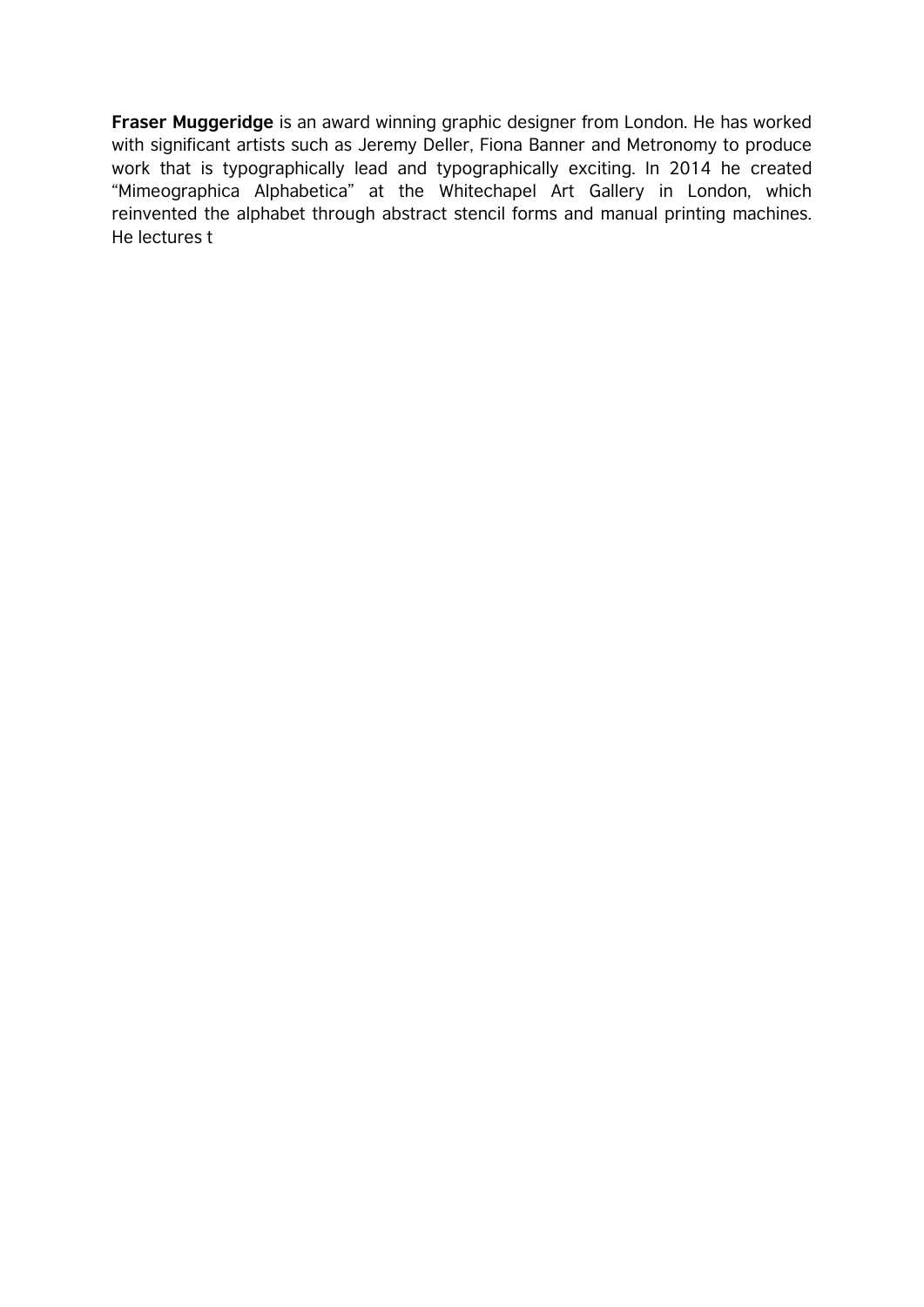**Fraser Muggeridge** is an award winning graphic designer from London. He has worked with significant artists such as Jeremy Deller, Fiona Banner and Metronomy to produce work that is typographically lead and typographically exciting. In 2014 he created "Mimeographica Alphabetica" at the Whitechapel Art Gallery in London, which reinvented the alphabet through abstract stencil forms and manual printing machines. He lectures t